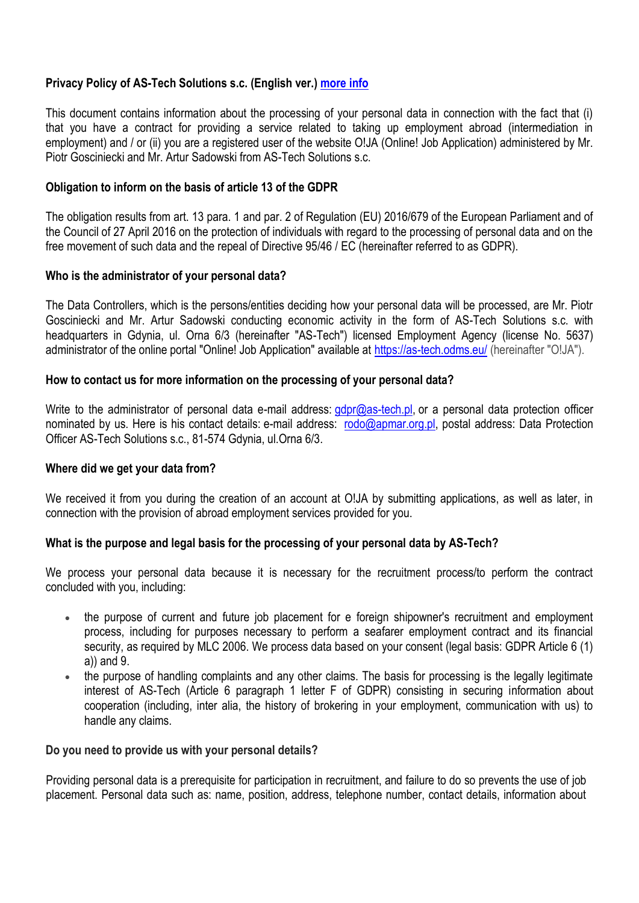**Privacy Policy of AS-Tech Solutions s.c. (English ver.) more info**

This document contains information about the processing of your personal data in connection with the fact that (i) that you have a contract for providing a service related to taking up employment abroad (intermediation in employment) and / or (ii) you are a registered user of the website O!JA (Online! Job Application) administered by Mr. Piotr Gosciniecki and Mr. Artur Sadowski from AS-Tech Solutions s.c.

**Obligation to inform on the basis of article 13 of the GDPR**

The obligation results from art. 13 para. 1 and par. 2 of Regulation (EU) 2016/679 of the European Parliament and of the Council of 27 April 2016 on the protection of individuals with regard to the processing of personal data and on the free movement of such data and the repeal of Directive 95/46 / EC (hereinafter referred to as GDPR).

**Who is the administrator of your personal data?**

The Data Controllers, which is the persons/entities deciding how your personal data will be processed, are Mr. Piotr Gosciniecki and Mr. Artur Sadowski conducting economic activity in the form of AS-Tech Solutions s.c. with headquarters in Gdynia, ul. Orna 6/3 (hereinafter "AS-Tech") licensed Employment Agency (license No. 5637) administrator of the online portal "Online! Job Application" available at https://as-tech.odms.eu/ (hereinafter "O!JA").

**How to contact us for more information on the processing of your personal data?**

Write to the administrator of personal data e-mail address: gdpr@as-tech.pl, or a personal data protection officer nominated by us. Here is his contact details: e-mail address: rodo@apmar.org.pl, postal address: Data Protection Officer AS-Tech Solutions s.c., 81-574 Gdynia, ul.Orna 6/3.

**Where did we get your data from?**

We received it from you during the creation of an account at O!JA by submitting applications, as well as later, in connection with the provision of abroad employment services provided for you.

**What is the purpose and legal basis for the processing of your personal data by AS-Tech?**

We process your personal data because it is necessary for the recruitment process/to perform the contract concluded with you, including:

- the purpose of current and future job placement for e foreign shipowner's recruitment and employment process, including for purposes necessary to perform a seafarer employment contract and its financial security, as required by MLC 2006. We process data based on your consent (legal basis: GDPR Article 6 (1) a)) and 9.
- the purpose of handling complaints and any other claims. The basis for processing is the legally legitimate interest of AS-Tech (Article 6 paragraph 1 letter F of GDPR) consisting in securing information about cooperation (including, inter alia, the history of brokering in your employment, communication with us) to handle any claims.

**Do you need to provide us with your personal details?**

Providing personal data is a prerequisite for participation in recruitment, and failure to do so prevents the use of job placement. Personal data such as: name, position, address, telephone number, contact details, information about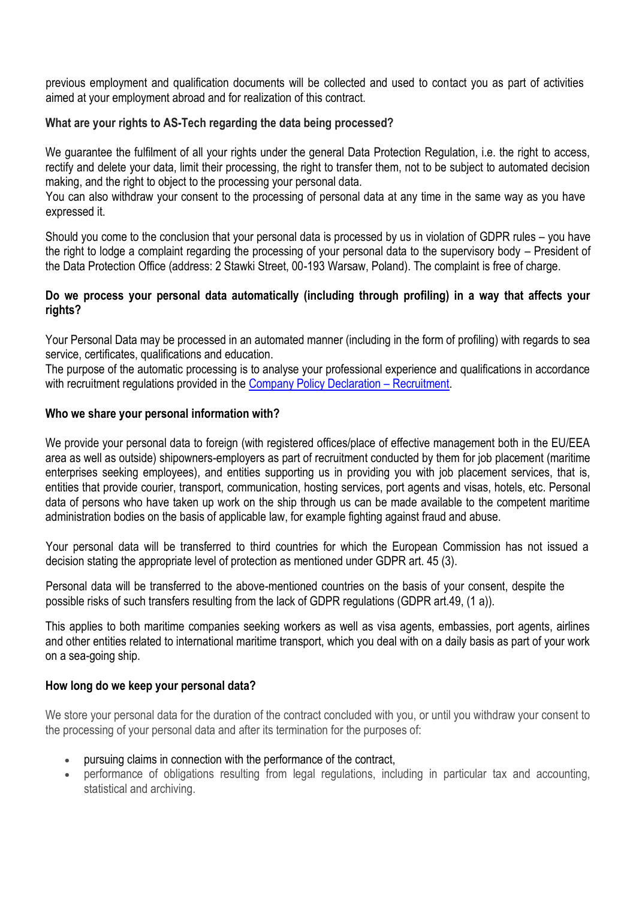previous employment and qualification documents will be collected and used to contact you as part of activities aimed at your employment abroad and for realization of this contract.

**What are your rights to AS-Tech regarding the data being processed?**

We guarantee the fulfilment of all your rights under the general Data Protection Regulation, i.e. the right to access, rectify and delete your data, limit their processing, the right to transfer them, not to be subject to automated decision making, and the right to object to the processing your personal data.
You can also withdraw your consent to the processing of personal data at any time in the same way as you have expressed it.

Should you come to the conclusion that your personal data is processed by us in violation of GDPR rules – you have the right to lodge a complaint regarding the processing of your personal data to the supervisory body – President of the Data Protection Office (address: 2 Stawki Street, 00-193 Warsaw, Poland). The complaint is free of charge.

**Do we process your personal data automatically (including through profiling) in a way that affects your rights?**

Your Personal Data may be processed in an automated manner (including in the form of profiling) with regards to sea service, certificates, qualifications and education.
The purpose of the automatic processing is to analyse your professional experience and qualifications in accordance with recruitment regulations provided in the Company Policy Declaration – Recruitment.

**Who we share your personal information with?**

We provide your personal data to foreign (with registered offices/place of effective management both in the EU/EEA area as well as outside) shipowners-employers as part of recruitment conducted by them for job placement (maritime enterprises seeking employees), and entities supporting us in providing you with job placement services, that is, entities that provide courier, transport, communication, hosting services, port agents and visas, hotels, etc. Personal data of persons who have taken up work on the ship through us can be made available to the competent maritime administration bodies on the basis of applicable law, for example fighting against fraud and abuse.

Your personal data will be transferred to third countries for which the European Commission has not issued a decision stating the appropriate level of protection as mentioned under GDPR art. 45 (3).

Personal data will be transferred to the above-mentioned countries on the basis of your consent, despite the possible risks of such transfers resulting from the lack of GDPR regulations (GDPR art.49, (1 a)).

This applies to both maritime companies seeking workers as well as visa agents, embassies, port agents, airlines and other entities related to international maritime transport, which you deal with on a daily basis as part of your work on a sea-going ship.

**How long do we keep your personal data?**

We store your personal data for the duration of the contract concluded with you, or until you withdraw your consent to the processing of your personal data and after its termination for the purposes of:

- pursuing claims in connection with the performance of the contract,
- performance of obligations resulting from legal regulations, including in particular tax and accounting, statistical and archiving.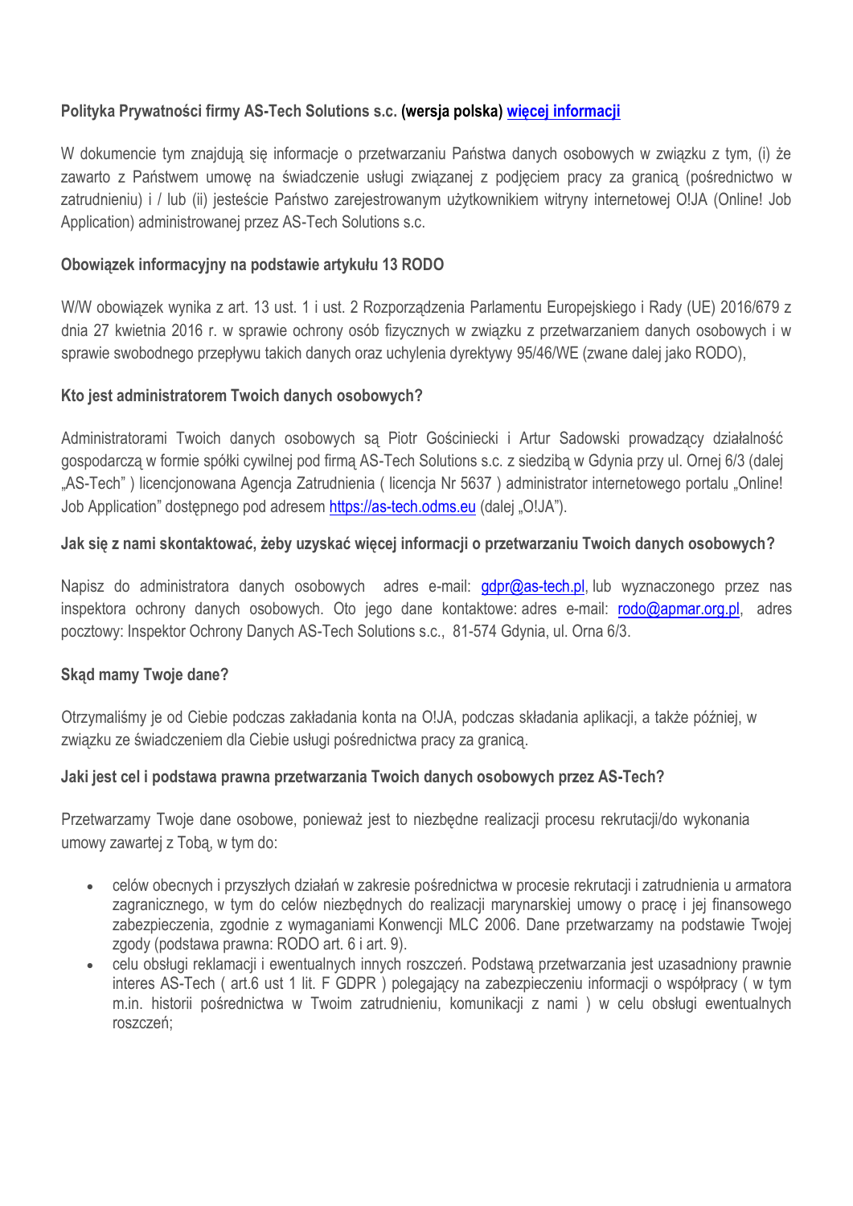**Polityka Prywatności firmy AS-Tech Solutions s.c. (wersja polska) [więcej informacji]**

W dokumencie tym znajdują się informacje o przetwarzaniu Państwa danych osobowych w związku z tym, (i) że zawarto z Państwem umowę na świadczenie usługi związanej z podjęciem pracy za granicą (pośrednictwo w zatrudnieniu) i / lub (ii) jesteście Państwo zarejestrowanym użytkownikiem witryny internetowej O!JA (Online! Job Application) administrowanej przez AS-Tech Solutions s.c.

**Obowiązek informacyjny na podstawie artykułu 13 RODO**

W/W obowiązek wynika z art. 13 ust. 1 i ust. 2 Rozporządzenia Parlamentu Europejskiego i Rady (UE) 2016/679 z dnia 27 kwietnia 2016 r. w sprawie ochrony osób fizycznych w związku z przetwarzaniem danych osobowych i w sprawie swobodnego przepływu takich danych oraz uchylenia dyrektywy 95/46/WE (zwane dalej jako RODO),

**Kto jest administratorem Twoich danych osobowych?**

Administratorami Twoich danych osobowych są Piotr Gościniecki i Artur Sadowski prowadzący działalność gospodarczą w formie spółki cywilnej pod firmą AS-Tech Solutions s.c. z siedzibą w Gdynia przy ul. Ornej 6/3 (dalej „AS-Tech" ) licencjonowana Agencja Zatrudnienia ( licencja Nr 5637 ) administrator internetowego portalu „Online! Job Application" dostępnego pod adresem https://as-tech.odms.eu (dalej „O!JA").

**Jak się z nami skontaktować, żeby uzyskać więcej informacji o przetwarzaniu Twoich danych osobowych?**

Napisz do administratora danych osobowych adres e-mail: gdpr@as-tech.pl, lub wyznaczonego przez nas inspektora ochrony danych osobowych. Oto jego dane kontaktowe: adres e-mail: rodo@apmar.org.pl, adres pocztowy: Inspektor Ochrony Danych AS-Tech Solutions s.c., 81-574 Gdynia, ul. Orna 6/3.

**Skąd mamy Twoje dane?**

Otrzymaliśmy je od Ciebie podczas zakładania konta na O!JA, podczas składania aplikacji, a także później, w związku ze świadczeniem dla Ciebie usługi pośrednictwa pracy za granicą.

**Jaki jest cel i podstawa prawna przetwarzania Twoich danych osobowych przez AS-Tech?**

Przetwarzamy Twoje dane osobowe, ponieważ jest to niezbędne realizacji procesu rekrutacji/do wykonania umowy zawartej z Tobą, w tym do:

- celów obecnych i przyszłych działań w zakresie pośrednictwa w procesie rekrutacji i zatrudnienia u armatora zagranicznego, w tym do celów niezbędnych do realizacji marynarskiej umowy o pracę i jej finansowego zabezpieczenia, zgodnie z wymaganiami Konwencji MLC 2006. Dane przetwarzamy na podstawie Twojej zgody (podstawa prawna: RODO art. 6 i art. 9).
- celu obsługi reklamacji i ewentualnych innych roszczeń. Podstawą przetwarzania jest uzasadniony prawnie interes AS-Tech ( art.6 ust 1 lit. F GDPR ) polegający na zabezpieczeniu informacji o współpracy ( w tym m.in. historii pośrednictwa w Twoim zatrudnieniu, komunikacji z nami ) w celu obsługi ewentualnych roszczeń;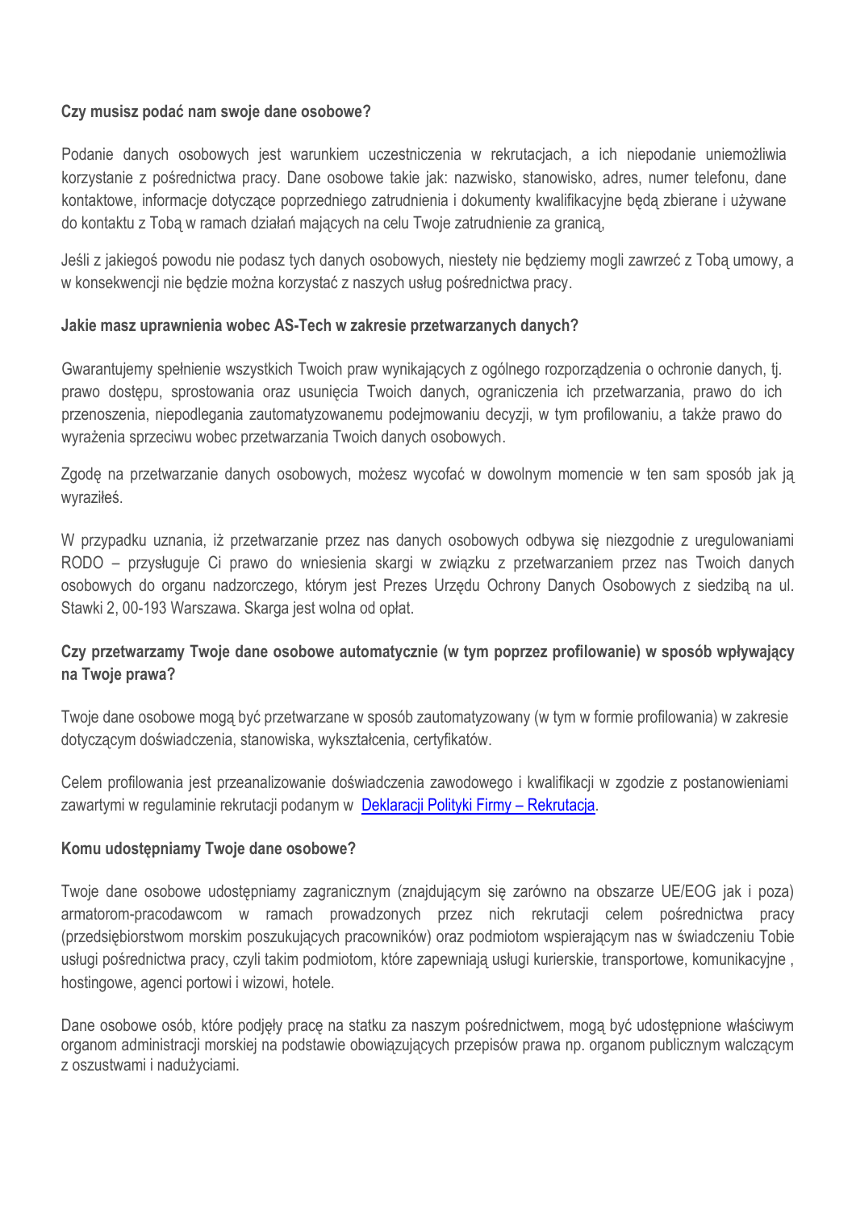**Czy musisz podać nam swoje dane osobowe?**

Podanie danych osobowych jest warunkiem uczestniczenia w rekrutacjach, a ich niepodanie uniemożliwia korzystanie z pośrednictwa pracy. Dane osobowe takie jak: nazwisko, stanowisko, adres, numer telefonu, dane kontaktowe, informacje dotyczące poprzedniego zatrudnienia i dokumenty kwalifikacyjne będą zbierane i używane do kontaktu z Tobą w ramach działań mających na celu Twoje zatrudnienie za granicą,

Jeśli z jakiegoś powodu nie podasz tych danych osobowych, niestety nie będziemy mogli zawrzeć z Tobą umowy, a w konsekwencji nie będzie można korzystać z naszych usług pośrednictwa pracy.

**Jakie masz uprawnienia wobec AS-Tech w zakresie przetwarzanych danych?**

Gwarantujemy spełnienie wszystkich Twoich praw wynikających z ogólnego rozporządzenia o ochronie danych, tj. prawo dostępu, sprostowania oraz usunięcia Twoich danych, ograniczenia ich przetwarzania, prawo do ich przenoszenia, niepodlegania zautomatyzowanemu podejmowaniu decyzji, w tym profilowaniu, a także prawo do wyrażenia sprzeciwu wobec przetwarzania Twoich danych osobowych.

Zgodę na przetwarzanie danych osobowych, możesz wycofać w dowolnym momencie w ten sam sposób jak ją wyraziłeś.

W przypadku uznania, iż przetwarzanie przez nas danych osobowych odbywa się niezgodnie z uregulowaniami RODO – przysługuje Ci prawo do wniesienia skargi w związku z przetwarzaniem przez nas Twoich danych osobowych do organu nadzorczego, którym jest Prezes Urzędu Ochrony Danych Osobowych z siedzibą na ul. Stawki 2, 00-193 Warszawa. Skarga jest wolna od opłat.

**Czy przetwarzamy Twoje dane osobowe automatycznie (w tym poprzez profilowanie) w sposób wpływający na Twoje prawa?**

Twoje dane osobowe mogą być przetwarzane w sposób zautomatyzowany (w tym w formie profilowania) w zakresie dotyczącym doświadczenia, stanowiska, wykształcenia, certyfikatów.

Celem profilowania jest przeanalizowanie doświadczenia zawodowego i kwalifikacji w zgodzie z postanowieniami zawartymi w regulaminie rekrutacji podanym w Deklaracji Polityki Firmy – Rekrutacja.

**Komu udostępniamy Twoje dane osobowe?**

Twoje dane osobowe udostępniamy zagranicznym (znajdującym się zarówno na obszarze UE/EOG jak i poza) armatorom-pracodawcom w ramach prowadzonych przez nich rekrutacji celem pośrednictwa pracy (przedsiębiorstwom morskim poszukujących pracowników) oraz podmiotom wspierającym nas w świadczeniu Tobie usługi pośrednictwa pracy, czyli takim podmiotom, które zapewniają usługi kurierskie, transportowe, komunikacyjne , hostingowe, agenci portowi i wizowi, hotele.

Dane osobowe osób, które podjęły pracę na statku za naszym pośrednictwem, mogą być udostępnione właściwym organom administracji morskiej na podstawie obowiązujących przepisów prawa np. organom publicznym walczącym z oszustwami i nadużyciami.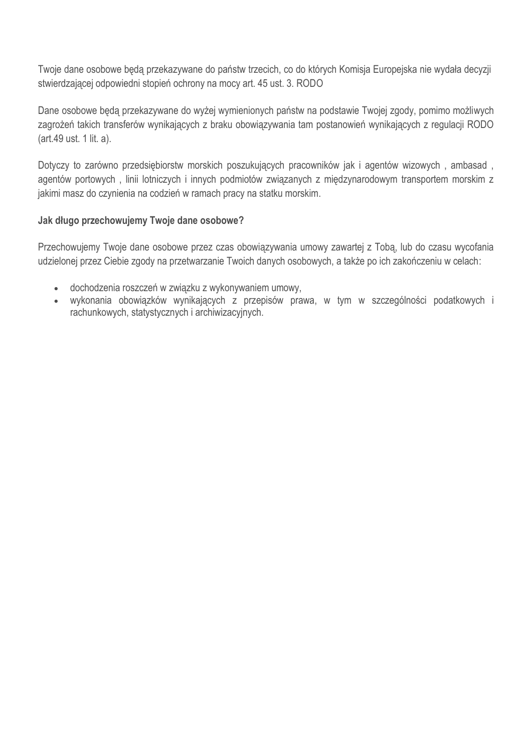Twoje dane osobowe będą przekazywane do państw trzecich, co do których Komisja Europejska nie wydała decyzji stwierdzającej odpowiedni stopień ochrony na mocy art. 45 ust. 3. RODO

Dane osobowe będą przekazywane do wyżej wymienionych państw na podstawie Twojej zgody, pomimo możliwych zagrożeń takich transferów wynikających z braku obowiązywania tam postanowień wynikających z regulacji RODO (art.49 ust. 1 lit. a).

Dotyczy to zarówno przedsiębiorstw morskich poszukujących pracowników jak i agentów wizowych , ambasad , agentów portowych , linii lotniczych i innych podmiotów związanych z międzynarodowym transportem morskim z jakimi masz do czynienia na codzień w ramach pracy na statku morskim.

**Jak długo przechowujemy Twoje dane osobowe?**

Przechowujemy Twoje dane osobowe przez czas obowiązywania umowy zawartej z Tobą, lub do czasu wycofania udzielonej przez Ciebie zgody na przetwarzanie Twoich danych osobowych, a także po ich zakończeniu w celach:

- dochodzenia roszczeń w związku z wykonywaniem umowy,
- wykonania obowiązków wynikających z przepisów prawa, w tym w szczególności podatkowych i rachunkowych, statystycznych i archiwizacyjnych.